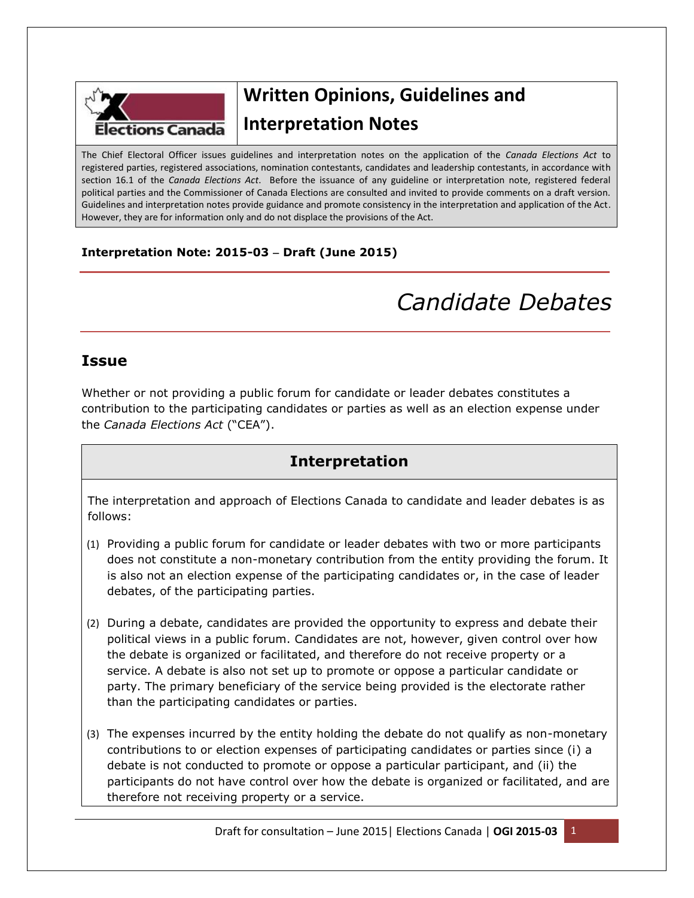# Written Opinions, Guidelines and Interpretation Notes

The Chief Electoral Officer issues guidelines and interpretation notes on the application of the *Canada Elections Act* to registered parties, registered associations, nomination contestants, candidates and leadership contestants, in accordance with section 16.1 of the *Canada Elections Act*. Before the issuance of any guideline or interpretation note, registered federal political parties and the Commissioner of Canada Elections are consulted and invited to provide comments on a draft version. Guidelines and interpretation notes provide guidance and promote consistency in the interpretation and application of the Act. However, they are for information only and do not displace the provisions of the Act.

**Interpretation Note: 2015-03 – Draft (June 2015)**

# *Candidate Debates*

## Issue

Whether or not providing a public forum for candidate or leader debates constitutes a contribution to the participating candidates or parties as well as an election expense under the *Canada Elections Act* ("CEA").

## Interpretation

The interpretation and approach of Elections Canada to candidate and leader debates is as follows:

(1) Providing a public forum for candidate or leader debates with two or more participants does not constitute a non-monetary contribution from the entity providing the forum. It is also not an election expense of the participating candidates or, in the case of leader debates, of the participating parties.

(2) During a debate, candidates are provided the opportunity to express and debate their political views in a public forum. Candidates are not, however, given control over how the debate is organized or facilitated, and therefore do not receive property or a service. A debate is also not set up to promote or oppose a particular candidate or party. The primary beneficiary of the service being provided is the electorate rather than the participating candidates or parties.

(3) The expenses incurred by the entity holding the debate do not qualify as non-monetary contributions to or election expenses of participating candidates or parties since (i) a debate is not conducted to promote or oppose a particular participant, and (ii) the participants do not have control over how the debate is organized or facilitated, and are therefore not receiving property or a service.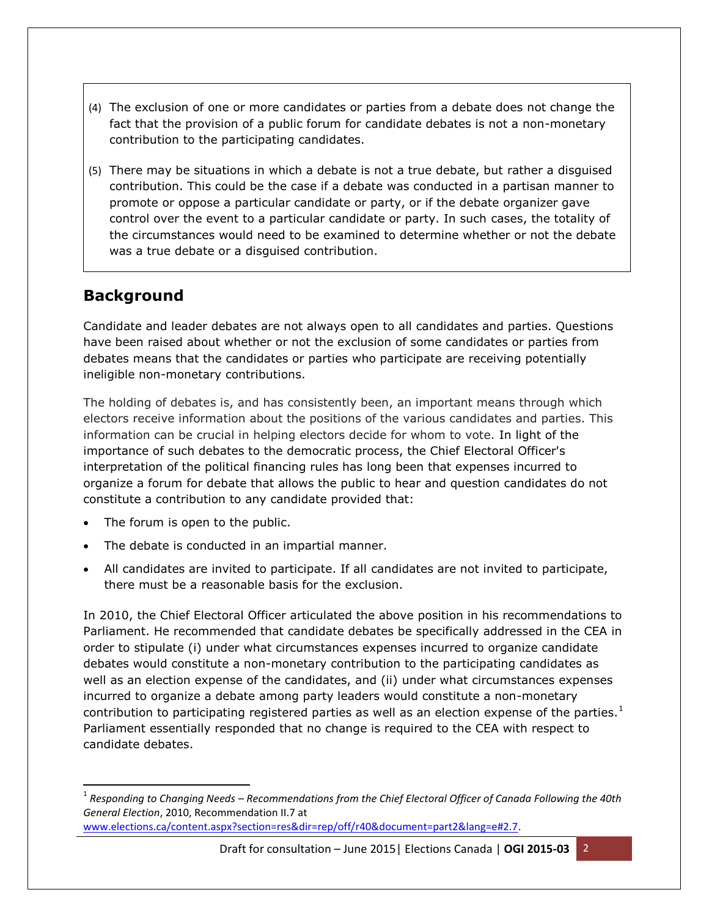(4) The exclusion of one or more candidates or parties from a debate does not change the fact that the provision of a public forum for candidate debates is not a non-monetary contribution to the participating candidates.

(5) There may be situations in which a debate is not a true debate, but rather a disguised contribution. This could be the case if a debate was conducted in a partisan manner to promote or oppose a particular candidate or party, or if the debate organizer gave control over the event to a particular candidate or party. In such cases, the totality of the circumstances would need to be examined to determine whether or not the debate was a true debate or a disguised contribution.

## Background

Candidate and leader debates are not always open to all candidates and parties. Questions have been raised about whether or not the exclusion of some candidates or parties from debates means that the candidates or parties who participate are receiving potentially ineligible non-monetary contributions.

The holding of debates is, and has consistently been, an important means through which electors receive information about the positions of the various candidates and parties. This information can be crucial in helping electors decide for whom to vote. In light of the importance of such debates to the democratic process, the Chief Electoral Officer's interpretation of the political financing rules has long been that expenses incurred to organize a forum for debate that allows the public to hear and question candidates do not constitute a contribution to any candidate provided that:

- The forum is open to the public.
- The debate is conducted in an impartial manner.
- All candidates are invited to participate. If all candidates are not invited to participate, there must be a reasonable basis for the exclusion.

In 2010, the Chief Electoral Officer articulated the above position in his recommendations to Parliament. He recommended that candidate debates be specifically addressed in the CEA in order to stipulate (i) under what circumstances expenses incurred to organize candidate debates would constitute a non-monetary contribution to the participating candidates as well as an election expense of the candidates, and (ii) under what circumstances expenses incurred to organize a debate among party leaders would constitute a non-monetary contribution to participating registered parties as well as an election expense of the parties.[1] Parliament essentially responded that no change is required to the CEA with respect to candidate debates.

---

[1] *Responding to Changing Needs – Recommendations from the Chief Electoral Officer of Canada Following the 40th General Election*, 2010, Recommendation II.7 at www.elections.ca/content.aspx?section=res&dir=rep/off/r40&document=part2&lang=e#2.7.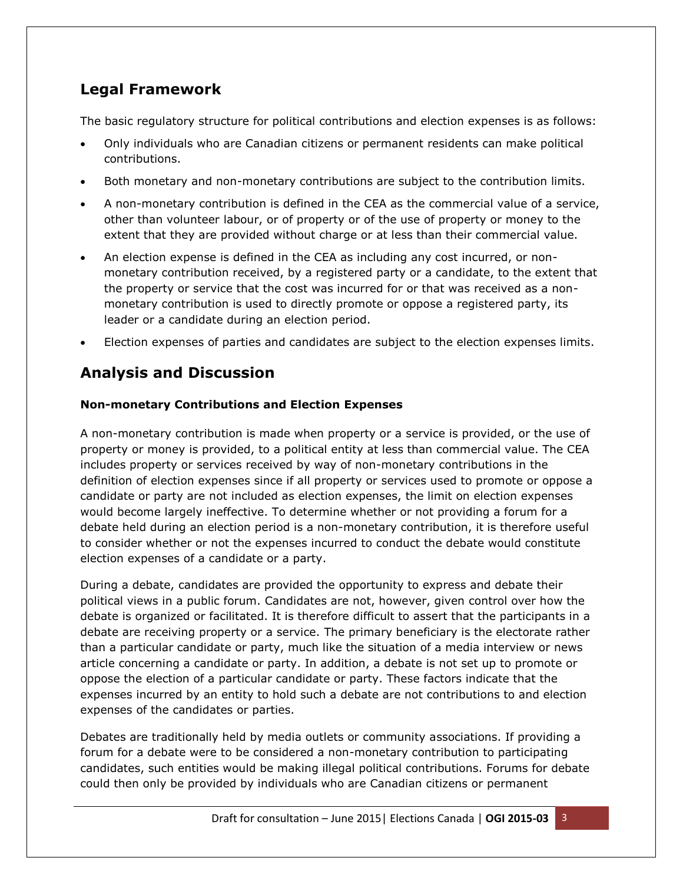## Legal Framework

The basic regulatory structure for political contributions and election expenses is as follows:

- Only individuals who are Canadian citizens or permanent residents can make political contributions.
- Both monetary and non-monetary contributions are subject to the contribution limits.
- A non-monetary contribution is defined in the CEA as the commercial value of a service, other than volunteer labour, or of property or of the use of property or money to the extent that they are provided without charge or at less than their commercial value.
- An election expense is defined in the CEA as including any cost incurred, or non-monetary contribution received, by a registered party or a candidate, to the extent that the property or service that the cost was incurred for or that was received as a non-monetary contribution is used to directly promote or oppose a registered party, its leader or a candidate during an election period.
- Election expenses of parties and candidates are subject to the election expenses limits.

## Analysis and Discussion

**Non-monetary Contributions and Election Expenses**

A non-monetary contribution is made when property or a service is provided, or the use of property or money is provided, to a political entity at less than commercial value. The CEA includes property or services received by way of non-monetary contributions in the definition of election expenses since if all property or services used to promote or oppose a candidate or party are not included as election expenses, the limit on election expenses would become largely ineffective. To determine whether or not providing a forum for a debate held during an election period is a non-monetary contribution, it is therefore useful to consider whether or not the expenses incurred to conduct the debate would constitute election expenses of a candidate or a party.

During a debate, candidates are provided the opportunity to express and debate their political views in a public forum. Candidates are not, however, given control over how the debate is organized or facilitated. It is therefore difficult to assert that the participants in a debate are receiving property or a service. The primary beneficiary is the electorate rather than a particular candidate or party, much like the situation of a media interview or news article concerning a candidate or party. In addition, a debate is not set up to promote or oppose the election of a particular candidate or party. These factors indicate that the expenses incurred by an entity to hold such a debate are not contributions to and election expenses of the candidates or parties.

Debates are traditionally held by media outlets or community associations. If providing a forum for a debate were to be considered a non-monetary contribution to participating candidates, such entities would be making illegal political contributions. Forums for debate could then only be provided by individuals who are Canadian citizens or permanent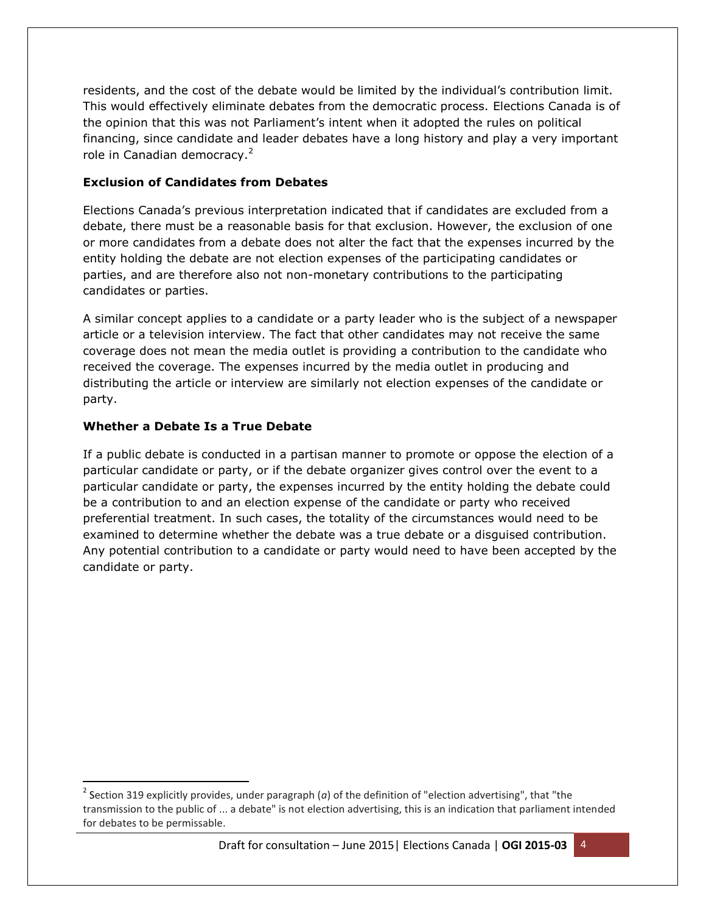residents, and the cost of the debate would be limited by the individual's contribution limit. This would effectively eliminate debates from the democratic process. Elections Canada is of the opinion that this was not Parliament's intent when it adopted the rules on political financing, since candidate and leader debates have a long history and play a very important role in Canadian democracy.[2]

### Exclusion of Candidates from Debates

Elections Canada's previous interpretation indicated that if candidates are excluded from a debate, there must be a reasonable basis for that exclusion. However, the exclusion of one or more candidates from a debate does not alter the fact that the expenses incurred by the entity holding the debate are not election expenses of the participating candidates or parties, and are therefore also not non-monetary contributions to the participating candidates or parties.

A similar concept applies to a candidate or a party leader who is the subject of a newspaper article or a television interview. The fact that other candidates may not receive the same coverage does not mean the media outlet is providing a contribution to the candidate who received the coverage. The expenses incurred by the media outlet in producing and distributing the article or interview are similarly not election expenses of the candidate or party.

### Whether a Debate Is a True Debate

If a public debate is conducted in a partisan manner to promote or oppose the election of a particular candidate or party, or if the debate organizer gives control over the event to a particular candidate or party, the expenses incurred by the entity holding the debate could be a contribution to and an election expense of the candidate or party who received preferential treatment. In such cases, the totality of the circumstances would need to be examined to determine whether the debate was a true debate or a disguised contribution. Any potential contribution to a candidate or party would need to have been accepted by the candidate or party.

---

[2] Section 319 explicitly provides, under paragraph (*a*) of the definition of "election advertising", that "the transmission to the public of ... a debate" is not election advertising, this is an indication that parliament intended for debates to be permissable.